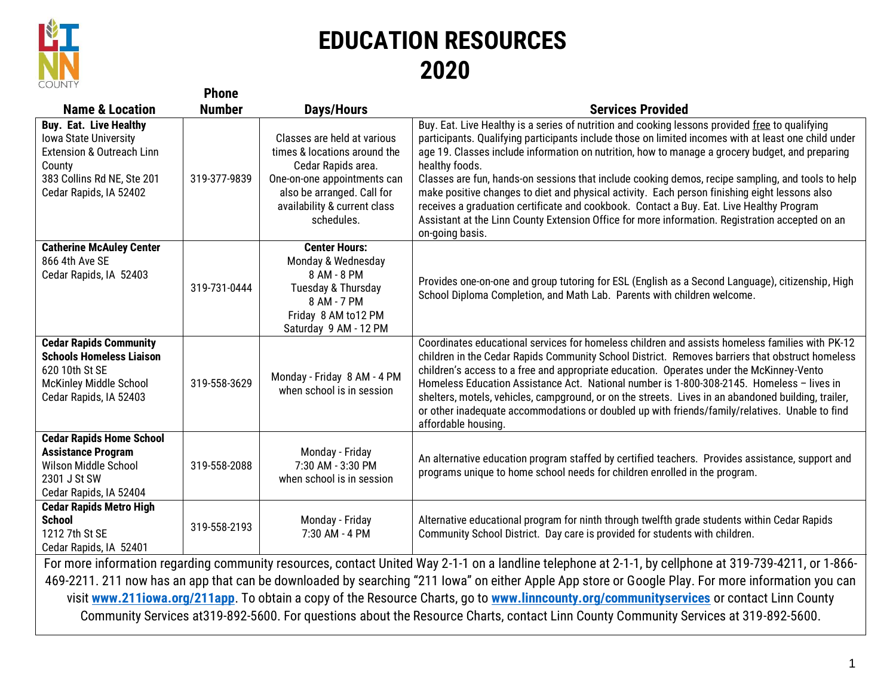# EDUCATION RESOURCES
# 2020

| Name & Location | Phone Number | Days/Hours | Services Provided |
|---|---|---|---|
| **Buy. Eat. Live Healthy** Iowa State University Extension & Outreach Linn County 383 Collins Rd NE, Ste 201 Cedar Rapids, IA 52402 | 319-377-9839 | Classes are held at various times & locations around the Cedar Rapids area. One-on-one appointments can also be arranged. Call for availability & current class schedules. | Buy. Eat. Live Healthy is a series of nutrition and cooking lessons provided free to qualifying participants. Qualifying participants include those on limited incomes with at least one child under age 19. Classes include information on nutrition, how to manage a grocery budget, and preparing healthy foods. Classes are fun, hands-on sessions that include cooking demos, recipe sampling, and tools to help make positive changes to diet and physical activity. Each person finishing eight lessons also receives a graduation certificate and cookbook. Contact a Buy. Eat. Live Healthy Program Assistant at the Linn County Extension Office for more information. Registration accepted on an on-going basis. |
| **Catherine McAuley Center** 866 4th Ave SE Cedar Rapids, IA 52403 | 319-731-0444 | **Center Hours:** Monday & Wednesday 8 AM - 8 PM Tuesday & Thursday 8 AM - 7 PM Friday 8 AM to12 PM Saturday 9 AM - 12 PM | Provides one-on-one and group tutoring for ESL (English as a Second Language), citizenship, High School Diploma Completion, and Math Lab. Parents with children welcome. |
| **Cedar Rapids Community Schools Homeless Liaison** 620 10th St SE McKinley Middle School Cedar Rapids, IA 52403 | 319-558-3629 | Monday - Friday 8 AM - 4 PM when school is in session | Coordinates educational services for homeless children and assists homeless families with PK-12 children in the Cedar Rapids Community School District. Removes barriers that obstruct homeless children's access to a free and appropriate education. Operates under the McKinney-Vento Homeless Education Assistance Act. National number is 1-800-308-2145. Homeless – lives in shelters, motels, vehicles, campground, or on the streets. Lives in an abandoned building, trailer, or other inadequate accommodations or doubled up with friends/family/relatives. Unable to find affordable housing. |
| **Cedar Rapids Home School Assistance Program** Wilson Middle School 2301 J St SW Cedar Rapids, IA 52404 | 319-558-2088 | Monday - Friday 7:30 AM - 3:30 PM when school is in session | An alternative education program staffed by certified teachers. Provides assistance, support and programs unique to home school needs for children enrolled in the program. |
| **Cedar Rapids Metro High School** 1212 7th St SE Cedar Rapids, IA 52401 | 319-558-2193 | Monday - Friday 7:30 AM - 4 PM | Alternative educational program for ninth through twelfth grade students within Cedar Rapids Community School District. Day care is provided for students with children. |

For more information regarding community resources, contact United Way 2-1-1 on a landline telephone at 2-1-1, by cellphone at 319-739-4211, or 1-866-469-2211. 211 now has an app that can be downloaded by searching "211 Iowa" on either Apple App store or Google Play. For more information you can visit **www.211iowa.org/211app**. To obtain a copy of the Resource Charts, go to **www.linncounty.org/communityservices** or contact Linn County Community Services at319-892-5600. For questions about the Resource Charts, contact Linn County Community Services at 319-892-5600.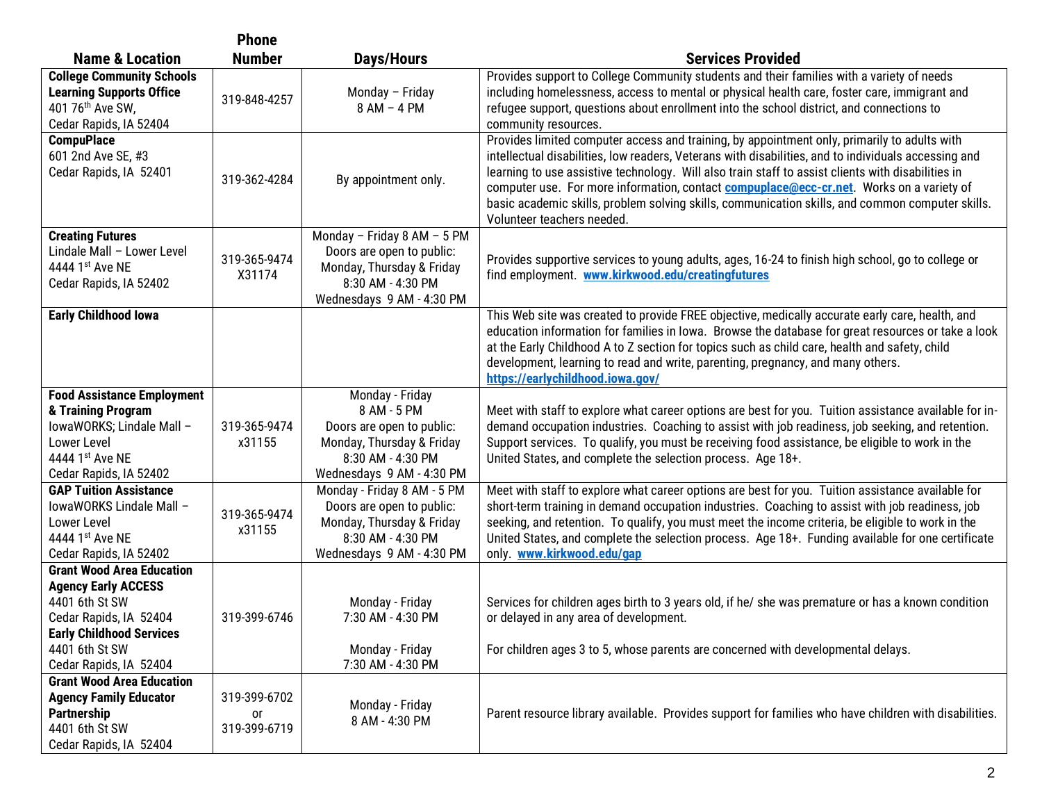| Name & Location | Phone Number | Days/Hours | Services Provided |
|---|---|---|---|
| **College Community Schools Learning Supports Office** 401 76th Ave SW, Cedar Rapids, IA 52404 | 319-848-4257 | Monday – Friday 8 AM – 4 PM | Provides support to College Community students and their families with a variety of needs including homelessness, access to mental or physical health care, foster care, immigrant and refugee support, questions about enrollment into the school district, and connections to community resources. |
| **CompuPlace** 601 2nd Ave SE, #3 Cedar Rapids, IA 52401 | 319-362-4284 | By appointment only. | Provides limited computer access and training, by appointment only, primarily to adults with intellectual disabilities, low readers, Veterans with disabilities, and to individuals accessing and learning to use assistive technology. Will also train staff to assist clients with disabilities in computer use. For more information, contact **compuplace@ecc-cr.net**. Works on a variety of basic academic skills, problem solving skills, communication skills, and common computer skills. Volunteer teachers needed. |
| **Creating Futures** Lindale Mall – Lower Level 4444 1st Ave NE Cedar Rapids, IA 52402 | 319-365-9474 X31174 | Monday – Friday 8 AM – 5 PM Doors are open to public: Monday, Thursday & Friday 8:30 AM - 4:30 PM Wednesdays 9 AM - 4:30 PM | Provides supportive services to young adults, ages, 16-24 to finish high school, go to college or find employment. **www.kirkwood.edu/creatingfutures** |
| **Early Childhood Iowa** | | | This Web site was created to provide FREE objective, medically accurate early care, health, and education information for families in Iowa. Browse the database for great resources or take a look at the Early Childhood A to Z section for topics such as child care, health and safety, child development, learning to read and write, parenting, pregnancy, and many others. **https://earlychildhood.iowa.gov/** |
| **Food Assistance Employment & Training Program** IowaWORKS; Lindale Mall – Lower Level 4444 1st Ave NE Cedar Rapids, IA 52402 | 319-365-9474 x31155 | Monday - Friday 8 AM - 5 PM Doors are open to public: Monday, Thursday & Friday 8:30 AM - 4:30 PM Wednesdays 9 AM - 4:30 PM | Meet with staff to explore what career options are best for you. Tuition assistance available for in-demand occupation industries. Coaching to assist with job readiness, job seeking, and retention. Support services. To qualify, you must be receiving food assistance, be eligible to work in the United States, and complete the selection process. Age 18+. |
| **GAP Tuition Assistance** IowaWORKS Lindale Mall – Lower Level 4444 1st Ave NE Cedar Rapids, IA 52402 | 319-365-9474 x31155 | Monday - Friday 8 AM - 5 PM Doors are open to public: Monday, Thursday & Friday 8:30 AM - 4:30 PM Wednesdays 9 AM - 4:30 PM | Meet with staff to explore what career options are best for you. Tuition assistance available for short-term training in demand occupation industries. Coaching to assist with job readiness, job seeking, and retention. To qualify, you must meet the income criteria, be eligible to work in the United States, and complete the selection process. Age 18+. Funding available for one certificate only. **www.kirkwood.edu/gap** |
| **Grant Wood Area Education Agency Early ACCESS** 4401 6th St SW Cedar Rapids, IA 52404 **Early Childhood Services** 4401 6th St SW Cedar Rapids, IA 52404 | 319-399-6746 | Monday - Friday 7:30 AM - 4:30 PM<br><br>Monday - Friday 7:30 AM - 4:30 PM | Services for children ages birth to 3 years old, if he/ she was premature or has a known condition or delayed in any area of development.<br><br>For children ages 3 to 5, whose parents are concerned with developmental delays. |
| **Grant Wood Area Education Agency Family Educator Partnership** 4401 6th St SW Cedar Rapids, IA 52404 | 319-399-6702 or 319-399-6719 | Monday - Friday 8 AM - 4:30 PM | Parent resource library available. Provides support for families who have children with disabilities. |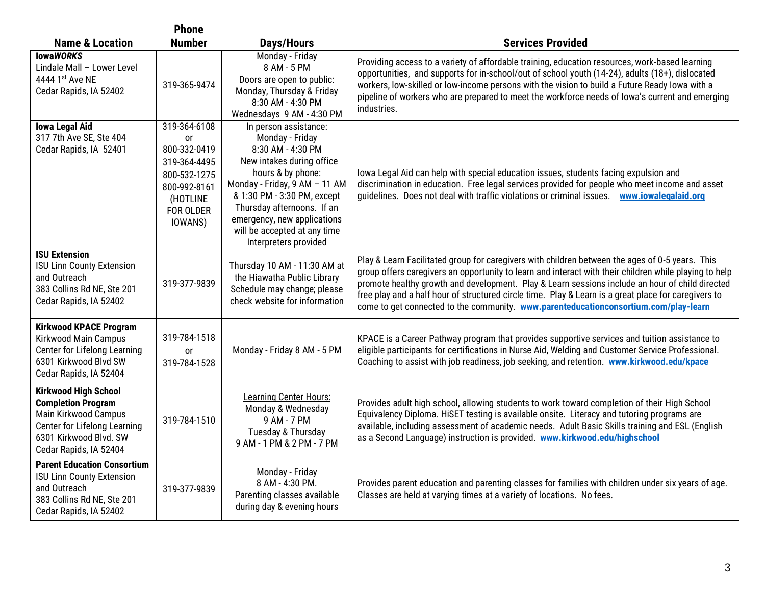| Name & Location | Phone Number | Days/Hours | Services Provided |
|---|---|---|---|
| **Iowa*WORKS***<br>Lindale Mall – Lower Level<br>4444 1st Ave NE<br>Cedar Rapids, IA 52402 | 319-365-9474 | Monday - Friday<br>8 AM - 5 PM<br>Doors are open to public:<br>Monday, Thursday & Friday<br>8:30 AM - 4:30 PM<br>Wednesdays 9 AM - 4:30 PM | Providing access to a variety of affordable training, education resources, work-based learning opportunities, and supports for in-school/out of school youth (14-24), adults (18+), dislocated workers, low-skilled or low-income persons with the vision to build a Future Ready Iowa with a pipeline of workers who are prepared to meet the workforce needs of Iowa's current and emerging industries. |
| **Iowa Legal Aid**<br>317 7th Ave SE, Ste 404<br>Cedar Rapids, IA 52401 | 319-364-6108<br>or<br>800-332-0419<br>319-364-4495<br>800-532-1275<br>800-992-8161<br>(HOTLINE FOR OLDER IOWANS) | In person assistance:<br>Monday - Friday<br>8:30 AM - 4:30 PM<br>New intakes during office hours & by phone:<br>Monday - Friday, 9 AM – 11 AM & 1:30 PM - 3:30 PM, except Thursday afternoons. If an emergency, new applications will be accepted at any time<br>Interpreters provided | Iowa Legal Aid can help with special education issues, students facing expulsion and discrimination in education. Free legal services provided for people who meet income and asset guidelines. Does not deal with traffic violations or criminal issues. **www.iowalegalaid.org** |
| **ISU Extension**<br>ISU Linn County Extension and Outreach<br>383 Collins Rd NE, Ste 201<br>Cedar Rapids, IA 52402 | 319-377-9839 | Thursday 10 AM - 11:30 AM at the Hiawatha Public Library<br>Schedule may change; please check website for information | Play & Learn Facilitated group for caregivers with children between the ages of 0-5 years. This group offers caregivers an opportunity to learn and interact with their children while playing to help promote healthy growth and development. Play & Learn sessions include an hour of child directed free play and a half hour of structured circle time. Play & Learn is a great place for caregivers to come to get connected to the community. **www.parenteducationconsortium.com/play-learn** |
| **Kirkwood KPACE Program**<br>Kirkwood Main Campus<br>Center for Lifelong Learning<br>6301 Kirkwood Blvd SW<br>Cedar Rapids, IA 52404 | 319-784-1518<br>or<br>319-784-1528 | Monday - Friday 8 AM - 5 PM | KPACE is a Career Pathway program that provides supportive services and tuition assistance to eligible participants for certifications in Nurse Aid, Welding and Customer Service Professional. Coaching to assist with job readiness, job seeking, and retention. **www.kirkwood.edu/kpace** |
| **Kirkwood High School Completion Program**<br>Main Kirkwood Campus<br>Center for Lifelong Learning<br>6301 Kirkwood Blvd. SW<br>Cedar Rapids, IA 52404 | 319-784-1510 | Learning Center Hours:<br>Monday & Wednesday<br>9 AM - 7 PM<br>Tuesday & Thursday<br>9 AM - 1 PM & 2 PM - 7 PM | Provides adult high school, allowing students to work toward completion of their High School Equivalency Diploma. HiSET testing is available onsite. Literacy and tutoring programs are available, including assessment of academic needs. Adult Basic Skills training and ESL (English as a Second Language) instruction is provided. **www.kirkwood.edu/highschool** |
| **Parent Education Consortium**<br>ISU Linn County Extension and Outreach<br>383 Collins Rd NE, Ste 201<br>Cedar Rapids, IA 52402 | 319-377-9839 | Monday - Friday<br>8 AM - 4:30 PM.<br>Parenting classes available during day & evening hours | Provides parent education and parenting classes for families with children under six years of age. Classes are held at varying times at a variety of locations. No fees. |